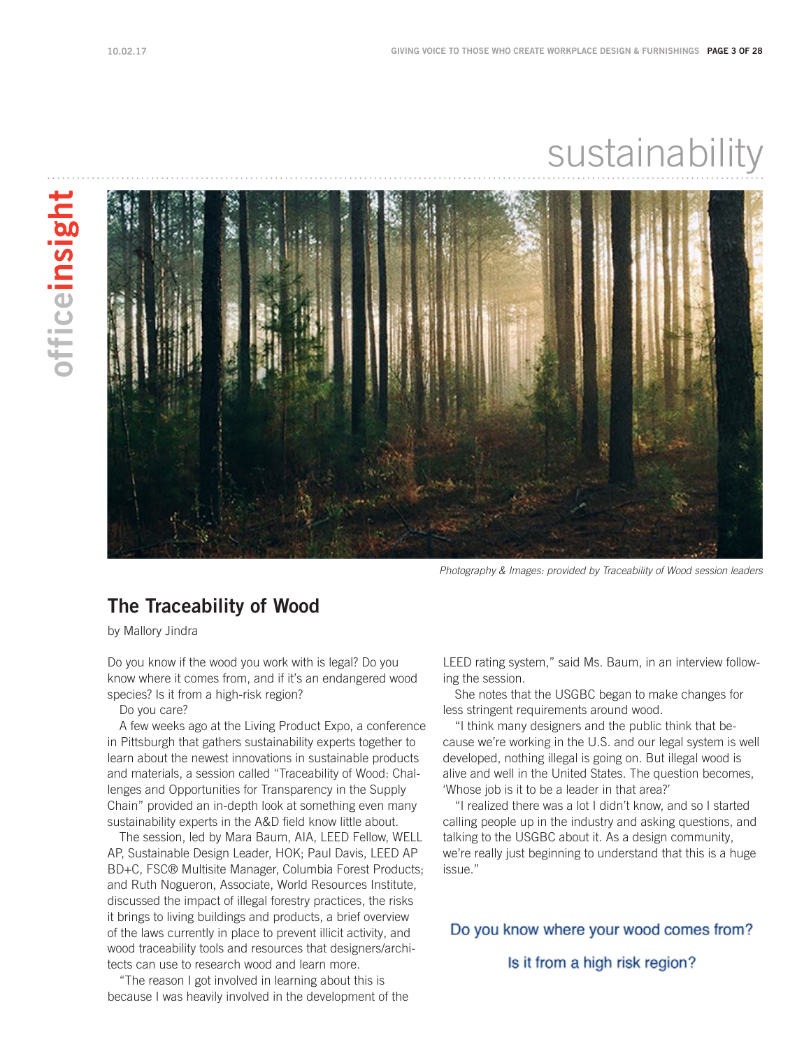# sustainability

*Photography & Images: provided by Traceability of Wood session leaders*

## The Traceability of Wood

by Mallory Jindra

Do you know if the wood you work with is legal? Do you know where it comes from, and if it's an endangered wood species? Is it from a high-risk region?

Do you care?

A few weeks ago at the Living Product Expo, a conference in Pittsburgh that gathers sustainability experts together to learn about the newest innovations in sustainable products and materials, a session called "Traceability of Wood: Challenges and Opportunities for Transparency in the Supply Chain" provided an in-depth look at something even many sustainability experts in the A&D field know little about.

The session, led by Mara Baum, AIA, LEED Fellow, WELL AP, Sustainable Design Leader, HOK; Paul Davis, LEED AP BD+C, FSC® Multisite Manager, Columbia Forest Products; and Ruth Nogueron, Associate, World Resources Institute, discussed the impact of illegal forestry practices, the risks it brings to living buildings and products, a brief overview of the laws currently in place to prevent illicit activity, and wood traceability tools and resources that designers/architects can use to research wood and learn more.

"The reason I got involved in learning about this is because I was heavily involved in the development of the LEED rating system," said Ms. Baum, in an interview following the session.

She notes that the USGBC began to make changes for less stringent requirements around wood.

"I think many designers and the public think that because we're working in the U.S. and our legal system is well developed, nothing illegal is going on. But illegal wood is alive and well in the United States. The question becomes, 'Whose job is it to be a leader in that area?'

"I realized there was a lot I didn't know, and so I started calling people up in the industry and asking questions, and talking to the USGBC about it. As a design community, we're really just beginning to understand that this is a huge issue."

Do you know where your wood comes from?

Is it from a high risk region?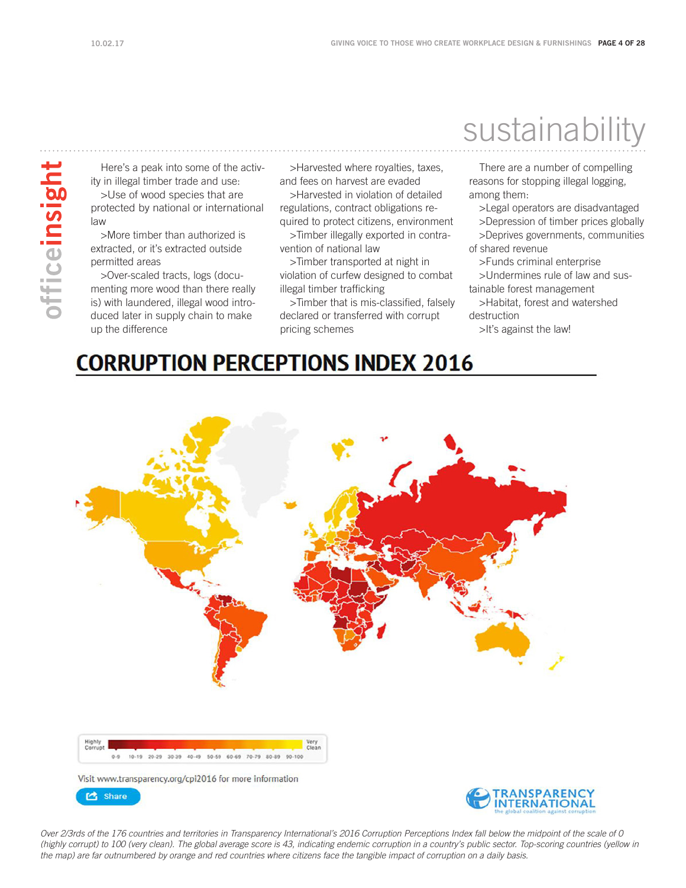# sustainability

Here's a peak into some of the activity in illegal timber trade and use:

>Use of wood species that are protected by national or international law

>More timber than authorized is extracted, or it's extracted outside permitted areas

>Over-scaled tracts, logs (documenting more wood than there really is) with laundered, illegal wood introduced later in supply chain to make up the difference

>Harvested where royalties, taxes, and fees on harvest are evaded

>Harvested in violation of detailed regulations, contract obligations required to protect citizens, environment

>Timber illegally exported in contravention of national law

>Timber transported at night in violation of curfew designed to combat illegal timber trafficking

>Timber that is mis-classified, falsely declared or transferred with corrupt pricing schemes

There are a number of compelling reasons for stopping illegal logging, among them:

>Legal operators are disadvantaged

>Depression of timber prices globally

>Deprives governments, communities of shared revenue

>Funds criminal enterprise

>Undermines rule of law and sustainable forest management

>Habitat, forest and watershed destruction

>It's against the law!

## CORRUPTION PERCEPTIONS INDEX 2016

Highly Corrupt — Very Clean

0-9 | 10-19 | 20-29 | 30-39 | 40-49 | 50-59 | 60-69 | 70-79 | 80-89 | 90-100

Visit www.transparency.org/cpi2016 for more information

Share

TRANSPARENCY INTERNATIONAL the global coalition against corruption

*Over 2/3rds of the 176 countries and territories in Transparency International's 2016 Corruption Perceptions Index fall below the midpoint of the scale of 0 (highly corrupt) to 100 (very clean). The global average score is 43, indicating endemic corruption in a country's public sector. Top-scoring countries (yellow in the map) are far outnumbered by orange and red countries where citizens face the tangible impact of corruption on a daily basis.*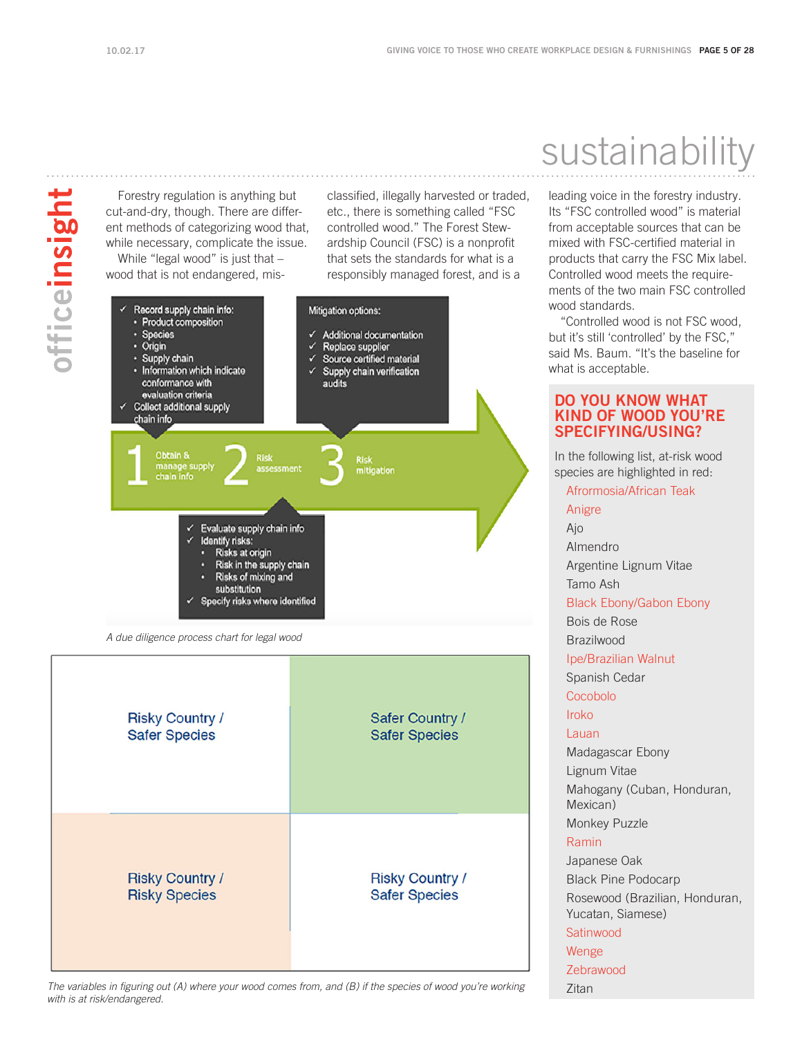# sustainability

Forestry regulation is anything but cut-and-dry, though. There are different methods of categorizing wood that, while necessary, complicate the issue.

While "legal wood" is just that – wood that is not endangered, misclassified, illegally harvested or traded, etc., there is something called "FSC controlled wood." The Forest Stewardship Council (FSC) is a nonprofit that sets the standards for what is a responsibly managed forest, and is a leading voice in the forestry industry. Its "FSC controlled wood" is material from acceptable sources that can be mixed with FSC-certified material in products that carry the FSC Mix label. Controlled wood meets the requirements of the two main FSC controlled wood standards.

"Controlled wood is not FSC wood, but it's still 'controlled' by the FSC," said Ms. Baum. "It's the baseline for what is acceptable.

**1 Obtain & manage supply chain info**

- ✓ Record supply chain info:
  - Product composition
  - Species
  - Origin
  - Supply chain
  - Information which indicate conformance with evaluation criteria
- ✓ Collect additional supply chain info

**2 Risk assessment**

- ✓ Evaluate supply chain info
- ✓ Identify risks:
  - Risks at origin
  - Risk in the supply chain
  - Risks of mixing and substitution
- ✓ Specify risks where identified

**3 Risk mitigation**

Mitigation options:

- ✓ Additional documentation
- ✓ Replace supplier
- ✓ Source certified material
- ✓ Supply chain verification audits

*A due diligence process chart for legal wood*

| | |
|---|---|
| Risky Country / Safer Species | Safer Country / Safer Species |
| Risky Country / Risky Species | Risky Country / Safer Species |

*The variables in figuring out (A) where your wood comes from, and (B) if the species of wood you're working with is at risk/endangered.*

## DO YOU KNOW WHAT KIND OF WOOD YOU'RE SPECIFYING/USING?

In the following list, at-risk wood species are highlighted in red:

- Afrormosia/African Teak
- Anigre
- Ajo
- Almendro
- Argentine Lignum Vitae
- Tamo Ash
- Black Ebony/Gabon Ebony
- Bois de Rose
- Brazilwood
- Ipe/Brazilian Walnut
- Spanish Cedar
- Cocobolo
- Iroko
- Lauan
- Madagascar Ebony
- Lignum Vitae
- Mahogany (Cuban, Honduran, Mexican)
- Monkey Puzzle
- Ramin
- Japanese Oak
- Black Pine Podocarp
- Rosewood (Brazilian, Honduran, Yucatan, Siamese)
- Satinwood
- Wenge
- Zebrawood
- Zitan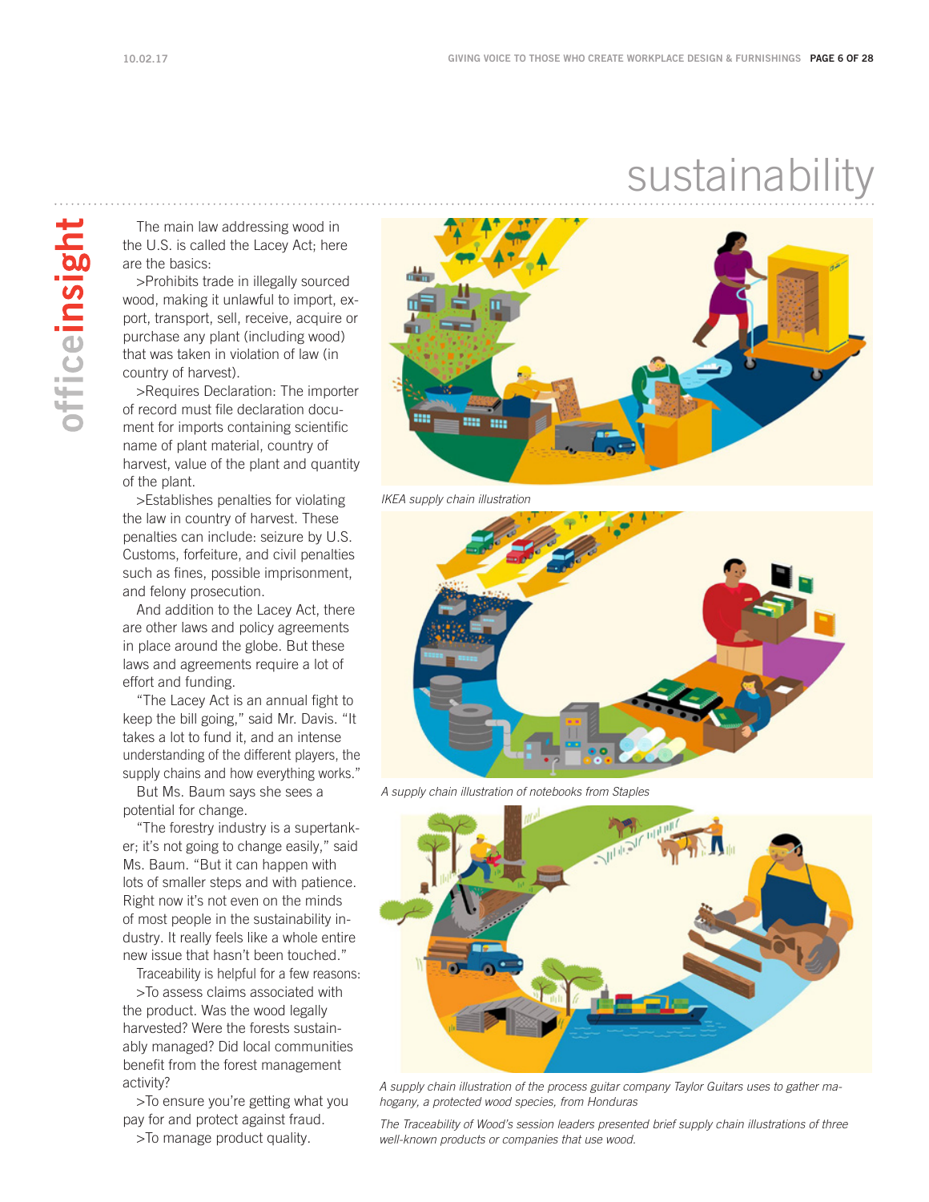# sustainability

The main law addressing wood in the U.S. is called the Lacey Act; here are the basics:

>Prohibits trade in illegally sourced wood, making it unlawful to import, export, transport, sell, receive, acquire or purchase any plant (including wood) that was taken in violation of law (in country of harvest).

>Requires Declaration: The importer of record must file declaration document for imports containing scientific name of plant material, country of harvest, value of the plant and quantity of the plant.

>Establishes penalties for violating the law in country of harvest. These penalties can include: seizure by U.S. Customs, forfeiture, and civil penalties such as fines, possible imprisonment, and felony prosecution.

And addition to the Lacey Act, there are other laws and policy agreements in place around the globe. But these laws and agreements require a lot of effort and funding.

"The Lacey Act is an annual fight to keep the bill going," said Mr. Davis. "It takes a lot to fund it, and an intense understanding of the different players, the supply chains and how everything works."

But Ms. Baum says she sees a potential for change.

"The forestry industry is a supertanker; it's not going to change easily," said Ms. Baum. "But it can happen with lots of smaller steps and with patience. Right now it's not even on the minds of most people in the sustainability industry. It really feels like a whole entire new issue that hasn't been touched."

Traceability is helpful for a few reasons:

>To assess claims associated with the product. Was the wood legally harvested? Were the forests sustainably managed? Did local communities benefit from the forest management activity?

>To ensure you're getting what you pay for and protect against fraud.

>To manage product quality.

*IKEA supply chain illustration*

*A supply chain illustration of notebooks from Staples*

*A supply chain illustration of the process guitar company Taylor Guitars uses to gather mahogany, a protected wood species, from Honduras*

*The Traceability of Wood's session leaders presented brief supply chain illustrations of three well-known products or companies that use wood.*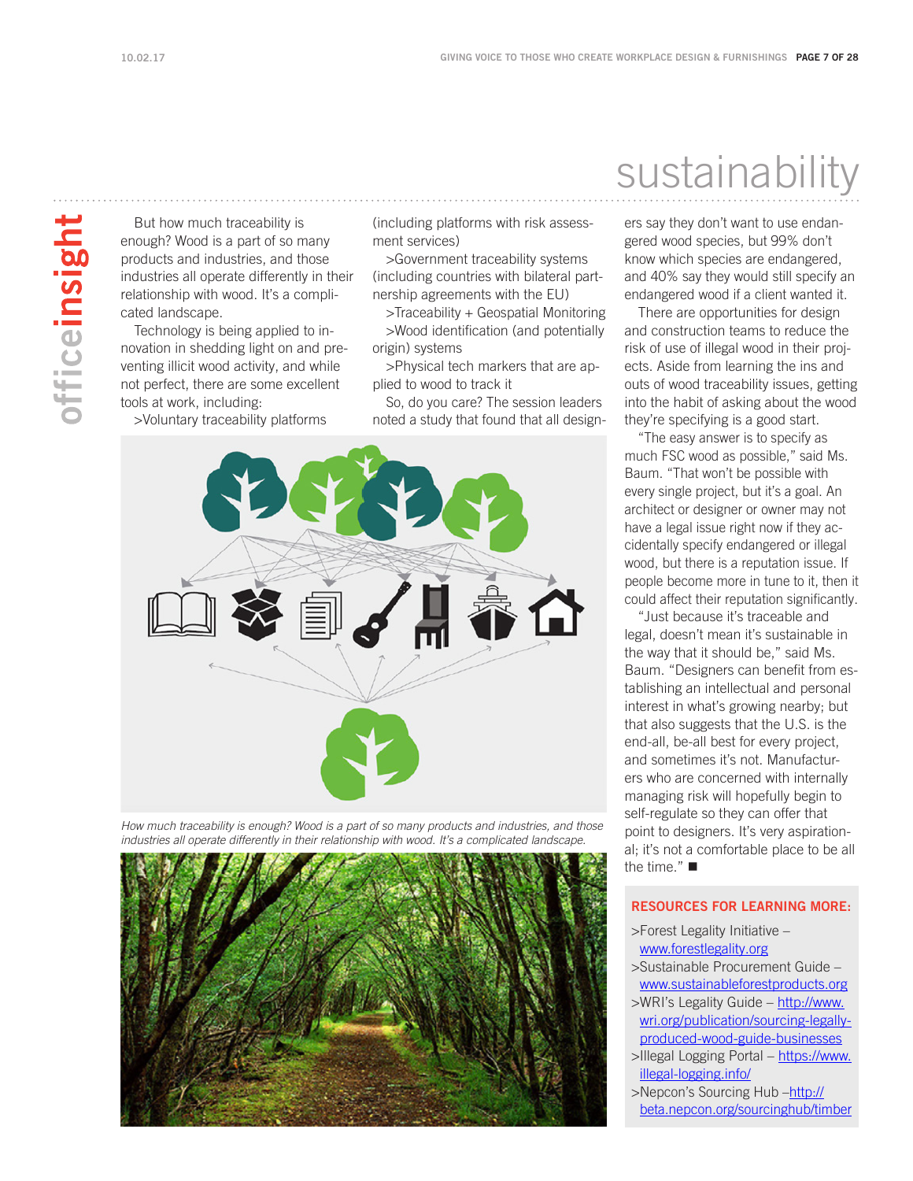# sustainability

But how much traceability is enough? Wood is a part of so many products and industries, and those industries all operate differently in their relationship with wood. It's a complicated landscape.

Technology is being applied to innovation in shedding light on and preventing illicit wood activity, and while not perfect, there are some excellent tools at work, including:

>Voluntary traceability platforms (including platforms with risk assessment services)

>Government traceability systems (including countries with bilateral partnership agreements with the EU)

>Traceability + Geospatial Monitoring

>Wood identification (and potentially origin) systems

>Physical tech markers that are applied to wood to track it

So, do you care? The session leaders noted a study that found that all designers say they don't want to use endangered wood species, but 99% don't know which species are endangered, and 40% say they would still specify an endangered wood if a client wanted it.

There are opportunities for design and construction teams to reduce the risk of use of illegal wood in their projects. Aside from learning the ins and outs of wood traceability issues, getting into the habit of asking about the wood they're specifying is a good start.

"The easy answer is to specify as much FSC wood as possible," said Ms. Baum. "That won't be possible with every single project, but it's a goal. An architect or designer or owner may not have a legal issue right now if they accidentally specify endangered or illegal wood, but there is a reputation issue. If people become more in tune to it, then it could affect their reputation significantly.

"Just because it's traceable and legal, doesn't mean it's sustainable in the way that it should be," said Ms. Baum. "Designers can benefit from establishing an intellectual and personal interest in what's growing nearby; but that also suggests that the U.S. is the end-all, be-all best for every project, and sometimes it's not. Manufacturers who are concerned with internally managing risk will hopefully begin to self-regulate so they can offer that point to designers. It's very aspirational; it's not a comfortable place to be all the time." ■

*How much traceability is enough? Wood is a part of so many products and industries, and those industries all operate differently in their relationship with wood. It's a complicated landscape.*

**RESOURCES FOR LEARNING MORE:**

>Forest Legality Initiative – www.forestlegality.org

>Sustainable Procurement Guide – www.sustainableforestproducts.org

>WRI's Legality Guide – http://www.wri.org/publication/sourcing-legally-produced-wood-guide-businesses

>Illegal Logging Portal – https://www.illegal-logging.info/

>Nepcon's Sourcing Hub –http://beta.nepcon.org/sourcinghub/timber